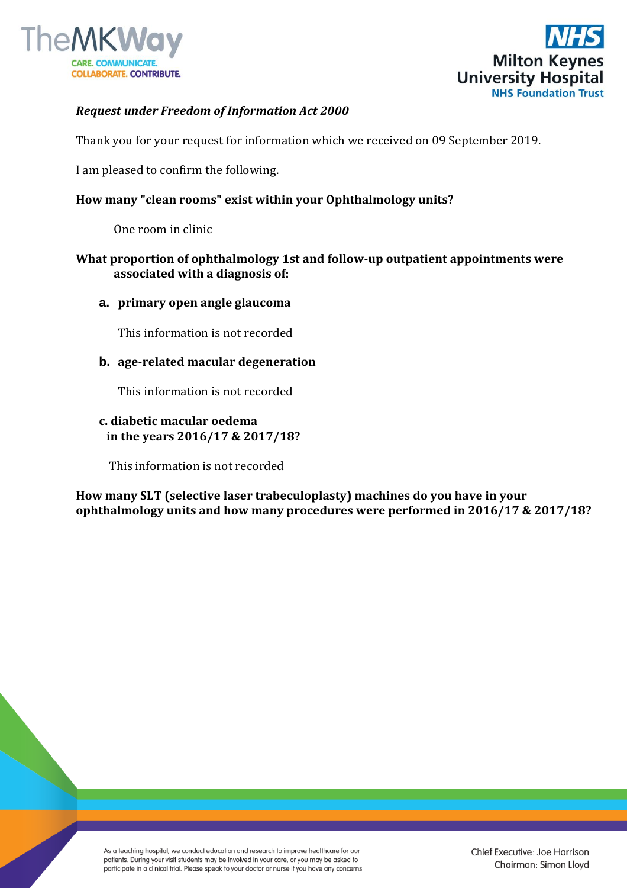*Request under Freedom of Information Act 2000*

Thank you for your request for information which we received on 09 September 2019.

I am pleased to confirm the following.

**How many "clean rooms" exist within your Ophthalmology units?**

One room in clinic

**What proportion of ophthalmology 1st and follow-up outpatient appointments were associated with a diagnosis of:**

**a. primary open angle glaucoma**

This information is not recorded

**b. age-related macular degeneration**

This information is not recorded

**c. diabetic macular oedema in the years 2016/17 & 2017/18?**

This information is not recorded

**How many SLT (selective laser trabeculoplasty) machines do you have in your ophthalmology units and how many procedures were performed in 2016/17 & 2017/18?**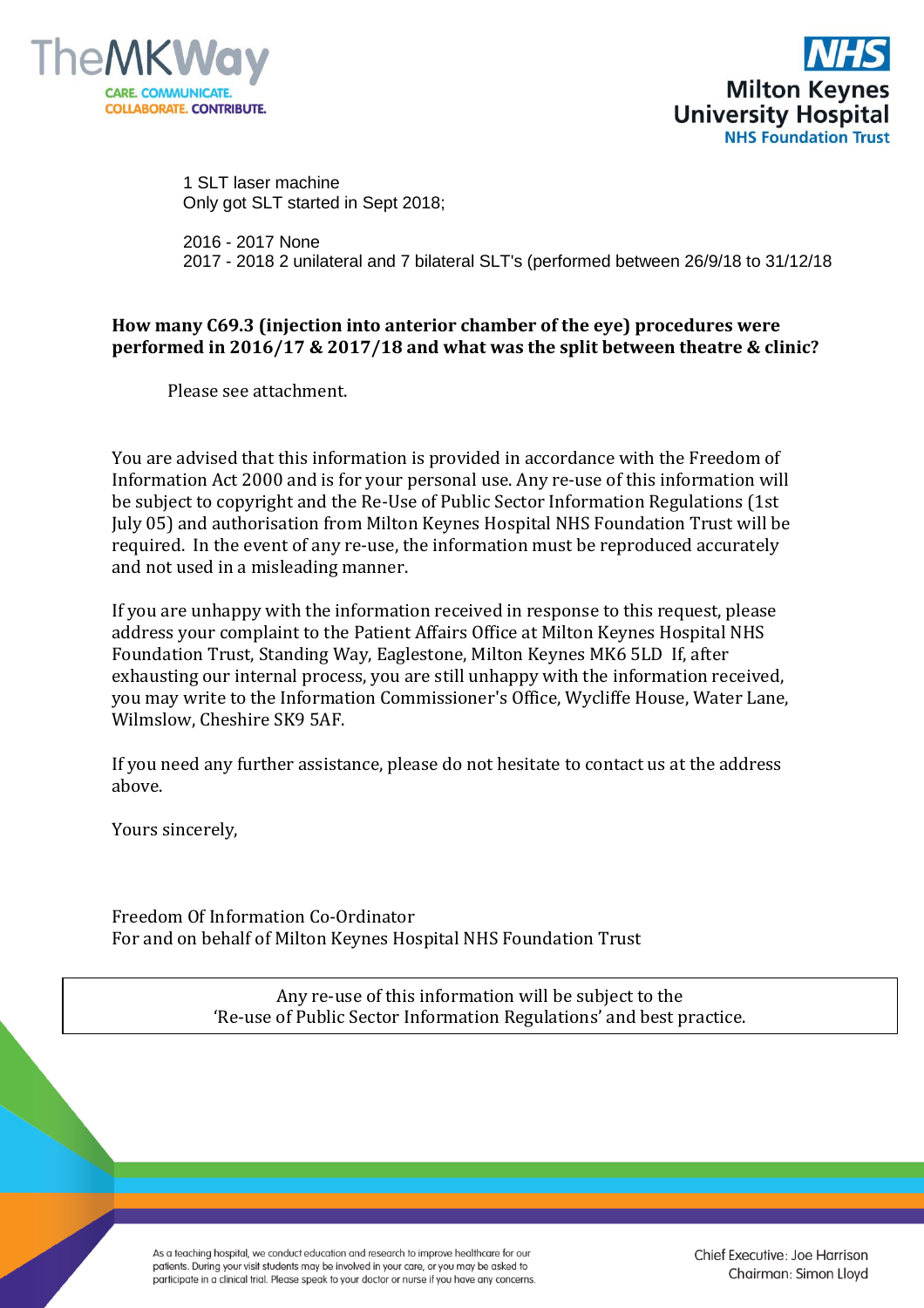1 SLT laser machine
Only got SLT started in Sept 2018;

2016 - 2017 None
2017 - 2018 2 unilateral and 7 bilateral SLT's (performed between 26/9/18 to 31/12/18

**How many C69.3 (injection into anterior chamber of the eye) procedures were performed in 2016/17 & 2017/18 and what was the split between theatre & clinic?**

Please see attachment.

You are advised that this information is provided in accordance with the Freedom of Information Act 2000 and is for your personal use. Any re-use of this information will be subject to copyright and the Re-Use of Public Sector Information Regulations (1st July 05) and authorisation from Milton Keynes Hospital NHS Foundation Trust will be required. In the event of any re-use, the information must be reproduced accurately and not used in a misleading manner.

If you are unhappy with the information received in response to this request, please address your complaint to the Patient Affairs Office at Milton Keynes Hospital NHS Foundation Trust, Standing Way, Eaglestone, Milton Keynes MK6 5LD If, after exhausting our internal process, you are still unhappy with the information received, you may write to the Information Commissioner's Office, Wycliffe House, Water Lane, Wilmslow, Cheshire SK9 5AF.

If you need any further assistance, please do not hesitate to contact us at the address above.

Yours sincerely,

Freedom Of Information Co-Ordinator
For and on behalf of Milton Keynes Hospital NHS Foundation Trust

Any re-use of this information will be subject to the
'Re-use of Public Sector Information Regulations' and best practice.